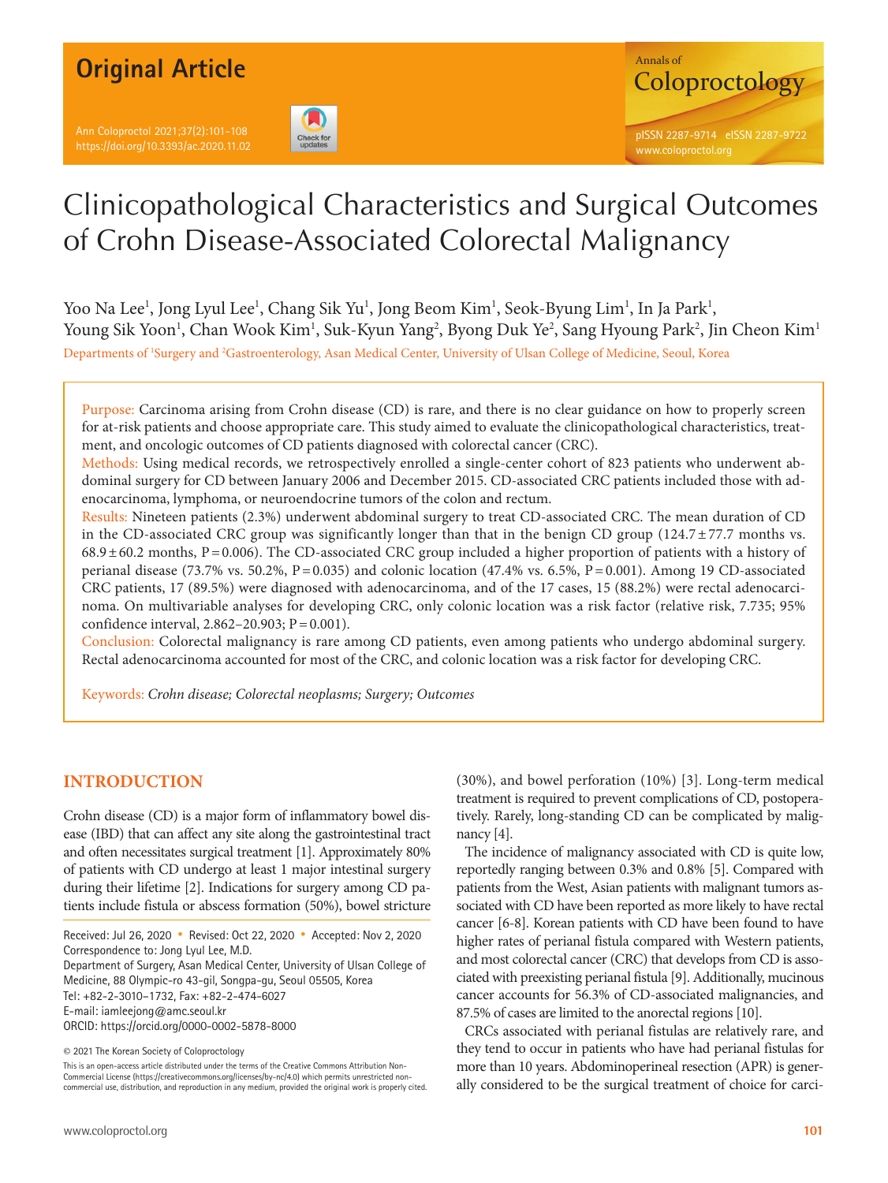Original Article

# Clinicopathological Characteristics and Surgical Outcomes of Crohn Disease-Associated Colorectal Malignancy

Yoo Na Lee[1], Jong Lyul Lee[1], Chang Sik Yu[1], Jong Beom Kim[1], Seok-Byung Lim[1], In Ja Park[1], Young Sik Yoon[1], Chan Wook Kim[1], Suk-Kyun Yang[2], Byong Duk Ye[2], Sang Hyoung Park[2], Jin Cheon Kim[1]

Departments of [1]Surgery and [2]Gastroenterology, Asan Medical Center, University of Ulsan College of Medicine, Seoul, Korea

Purpose: Carcinoma arising from Crohn disease (CD) is rare, and there is no clear guidance on how to properly screen for at-risk patients and choose appropriate care. This study aimed to evaluate the clinicopathological characteristics, treatment, and oncologic outcomes of CD patients diagnosed with colorectal cancer (CRC).

Methods: Using medical records, we retrospectively enrolled a single-center cohort of 823 patients who underwent abdominal surgery for CD between January 2006 and December 2015. CD-associated CRC patients included those with adenocarcinoma, lymphoma, or neuroendocrine tumors of the colon and rectum.

Results: Nineteen patients (2.3%) underwent abdominal surgery to treat CD-associated CRC. The mean duration of CD in the CD-associated CRC group was significantly longer than that in the benign CD group (124.7 ± 77.7 months vs. 68.9 ± 60.2 months, P = 0.006). The CD-associated CRC group included a higher proportion of patients with a history of perianal disease (73.7% vs. 50.2%, P = 0.035) and colonic location (47.4% vs. 6.5%, P = 0.001). Among 19 CD-associated CRC patients, 17 (89.5%) were diagnosed with adenocarcinoma, and of the 17 cases, 15 (88.2%) were rectal adenocarcinoma. On multivariable analyses for developing CRC, only colonic location was a risk factor (relative risk, 7.735; 95% confidence interval, 2.862–20.903; P = 0.001).

Conclusion: Colorectal malignancy is rare among CD patients, even among patients who undergo abdominal surgery. Rectal adenocarcinoma accounted for most of the CRC, and colonic location was a risk factor for developing CRC.

Keywords: *Crohn disease; Colorectal neoplasms; Surgery; Outcomes*

## INTRODUCTION

Crohn disease (CD) is a major form of inflammatory bowel disease (IBD) that can affect any site along the gastrointestinal tract and often necessitates surgical treatment [1]. Approximately 80% of patients with CD undergo at least 1 major intestinal surgery during their lifetime [2]. Indications for surgery among CD patients include fistula or abscess formation (50%), bowel stricture (30%), and bowel perforation (10%) [3]. Long-term medical treatment is required to prevent complications of CD, postoperatively. Rarely, long-standing CD can be complicated by malignancy [4].

The incidence of malignancy associated with CD is quite low, reportedly ranging between 0.3% and 0.8% [5]. Compared with patients from the West, Asian patients with malignant tumors associated with CD have been reported as more likely to have rectal cancer [6-8]. Korean patients with CD have been found to have higher rates of perianal fistula compared with Western patients, and most colorectal cancer (CRC) that develops from CD is associated with preexisting perianal fistula [9]. Additionally, mucinous cancer accounts for 56.3% of CD-associated malignancies, and 87.5% of cases are limited to the anorectal regions [10].

CRCs associated with perianal fistulas are relatively rare, and they tend to occur in patients who have had perianal fistulas for more than 10 years. Abdominoperineal resection (APR) is generally considered to be the surgical treatment of choice for carci-

Received: Jul 26, 2020 • Revised: Oct 22, 2020 • Accepted: Nov 2, 2020
Correspondence to: Jong Lyul Lee, M.D.
Department of Surgery, Asan Medical Center, University of Ulsan College of Medicine, 88 Olympic-ro 43-gil, Songpa-gu, Seoul 05505, Korea
Tel: +82-2-3010-1732, Fax: +82-2-474-6027
E-mail: iamleejong@amc.seoul.kr
ORCID: https://orcid.org/0000-0002-5878-8000

© 2021 The Korean Society of Coloproctology

This is an open-access article distributed under the terms of the Creative Commons Attribution Non-Commercial License (https://creativecommons.org/licenses/by-nc/4.0) which permits unrestricted non-commercial use, distribution, and reproduction in any medium, provided the original work is properly cited.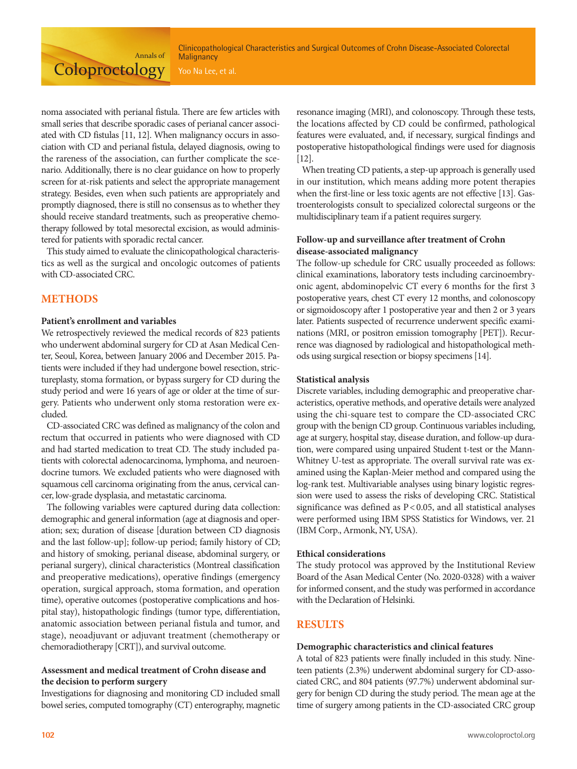noma associated with perianal fistula. There are few articles with small series that describe sporadic cases of perianal cancer associated with CD fistulas [11, 12]. When malignancy occurs in association with CD and perianal fistula, delayed diagnosis, owing to the rareness of the association, can further complicate the scenario. Additionally, there is no clear guidance on how to properly screen for at-risk patients and select the appropriate management strategy. Besides, even when such patients are appropriately and promptly diagnosed, there is still no consensus as to whether they should receive standard treatments, such as preoperative chemotherapy followed by total mesorectal excision, as would administered for patients with sporadic rectal cancer.

This study aimed to evaluate the clinicopathological characteristics as well as the surgical and oncologic outcomes of patients with CD-associated CRC.

## METHODS

### Patient's enrollment and variables

We retrospectively reviewed the medical records of 823 patients who underwent abdominal surgery for CD at Asan Medical Center, Seoul, Korea, between January 2006 and December 2015. Patients were included if they had undergone bowel resection, strictureplasty, stoma formation, or bypass surgery for CD during the study period and were 16 years of age or older at the time of surgery. Patients who underwent only stoma restoration were excluded.

CD-associated CRC was defined as malignancy of the colon and rectum that occurred in patients who were diagnosed with CD and had started medication to treat CD. The study included patients with colorectal adenocarcinoma, lymphoma, and neuroendocrine tumors. We excluded patients who were diagnosed with squamous cell carcinoma originating from the anus, cervical cancer, low-grade dysplasia, and metastatic carcinoma.

The following variables were captured during data collection: demographic and general information (age at diagnosis and operation; sex; duration of disease [duration between CD diagnosis and the last follow-up]; follow-up period; family history of CD; and history of smoking, perianal disease, abdominal surgery, or perianal surgery), clinical characteristics (Montreal classification and preoperative medications), operative findings (emergency operation, surgical approach, stoma formation, and operation time), operative outcomes (postoperative complications and hospital stay), histopathologic findings (tumor type, differentiation, anatomic association between perianal fistula and tumor, and stage), neoadjuvant or adjuvant treatment (chemotherapy or chemoradiotherapy [CRT]), and survival outcome.

### Assessment and medical treatment of Crohn disease and the decision to perform surgery

Investigations for diagnosing and monitoring CD included small bowel series, computed tomography (CT) enterography, magnetic resonance imaging (MRI), and colonoscopy. Through these tests, the locations affected by CD could be confirmed, pathological features were evaluated, and, if necessary, surgical findings and postoperative histopathological findings were used for diagnosis [12].

When treating CD patients, a step-up approach is generally used in our institution, which means adding more potent therapies when the first-line or less toxic agents are not effective [13]. Gastroenterologists consult to specialized colorectal surgeons or the multidisciplinary team if a patient requires surgery.

### Follow-up and surveillance after treatment of Crohn disease-associated malignancy

The follow-up schedule for CRC usually proceeded as follows: clinical examinations, laboratory tests including carcinoembryonic agent, abdominopelvic CT every 6 months for the first 3 postoperative years, chest CT every 12 months, and colonoscopy or sigmoidoscopy after 1 postoperative year and then 2 or 3 years later. Patients suspected of recurrence underwent specific examinations (MRI, or positron emission tomography [PET]). Recurrence was diagnosed by radiological and histopathological methods using surgical resection or biopsy specimens [14].

### Statistical analysis

Discrete variables, including demographic and preoperative characteristics, operative methods, and operative details were analyzed using the chi-square test to compare the CD-associated CRC group with the benign CD group. Continuous variables including, age at surgery, hospital stay, disease duration, and follow-up duration, were compared using unpaired Student t-test or the Mann-Whitney U-test as appropriate. The overall survival rate was examined using the Kaplan-Meier method and compared using the log-rank test. Multivariable analyses using binary logistic regression were used to assess the risks of developing CRC. Statistical significance was defined as $P < 0.05$, and all statistical analyses were performed using IBM SPSS Statistics for Windows, ver. 21 (IBM Corp., Armonk, NY, USA).

### Ethical considerations

The study protocol was approved by the Institutional Review Board of the Asan Medical Center (No. 2020-0328) with a waiver for informed consent, and the study was performed in accordance with the Declaration of Helsinki.

## RESULTS

### Demographic characteristics and clinical features

A total of 823 patients were finally included in this study. Nineteen patients (2.3%) underwent abdominal surgery for CD-associated CRC, and 804 patients (97.7%) underwent abdominal surgery for benign CD during the study period. The mean age at the time of surgery among patients in the CD-associated CRC group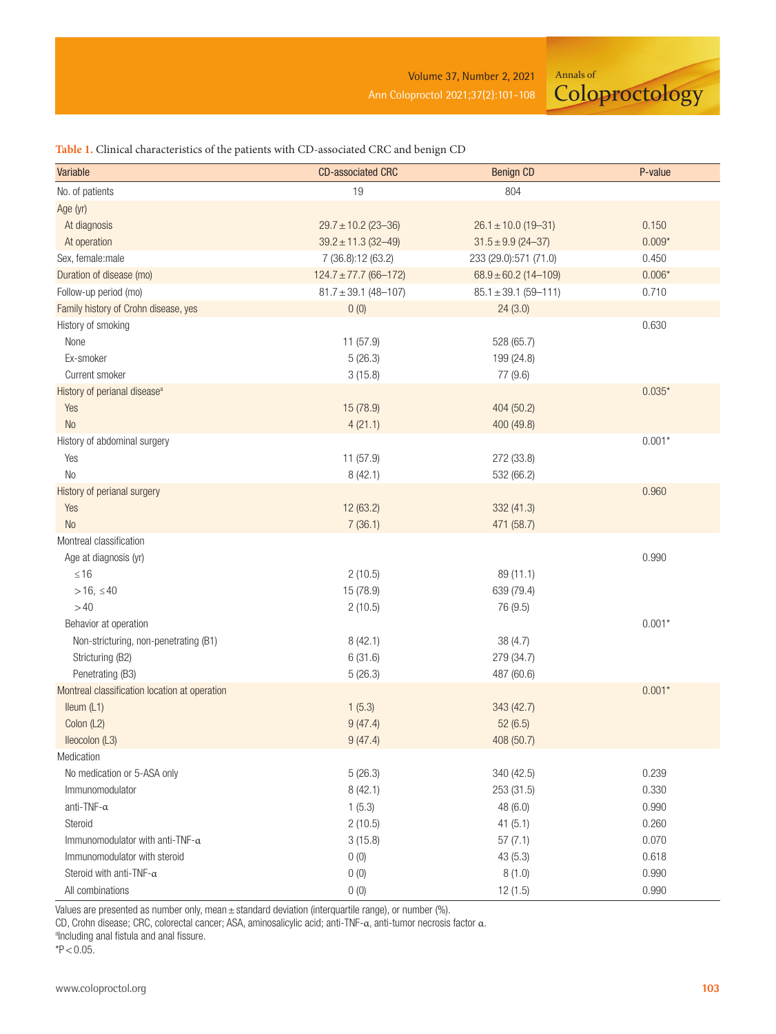**Table 1.** Clinical characteristics of the patients with CD-associated CRC and benign CD

| Variable | CD-associated CRC | Benign CD | P-value |
|---|---|---|---|
| No. of patients | 19 | 804 | |
| Age (yr) | | | |
| At diagnosis | 29.7 ± 10.2 (23–36) | 26.1 ± 10.0 (19–31) | 0.150 |
| At operation | 39.2 ± 11.3 (32–49) | 31.5 ± 9.9 (24–37) | 0.009* |
| Sex, female:male | 7 (36.8):12 (63.2) | 233 (29.0):571 (71.0) | 0.450 |
| Duration of disease (mo) | 124.7 ± 77.7 (66–172) | 68.9 ± 60.2 (14–109) | 0.006* |
| Follow-up period (mo) | 81.7 ± 39.1 (48–107) | 85.1 ± 39.1 (59–111) | 0.710 |
| Family history of Crohn disease, yes | 0 (0) | 24 (3.0) | |
| History of smoking | | | 0.630 |
| None | 11 (57.9) | 528 (65.7) | |
| Ex-smoker | 5 (26.3) | 199 (24.8) | |
| Current smoker | 3 (15.8) | 77 (9.6) | |
| History of perianal disease[a] | | | 0.035* |
| Yes | 15 (78.9) | 404 (50.2) | |
| No | 4 (21.1) | 400 (49.8) | |
| History of abdominal surgery | | | 0.001* |
| Yes | 11 (57.9) | 272 (33.8) | |
| No | 8 (42.1) | 532 (66.2) | |
| History of perianal surgery | | | 0.960 |
| Yes | 12 (63.2) | 332 (41.3) | |
| No | 7 (36.1) | 471 (58.7) | |
| Montreal classification | | | |
| Age at diagnosis (yr) | | | 0.990 |
| ≤16 | 2 (10.5) | 89 (11.1) | |
| >16, ≤40 | 15 (78.9) | 639 (79.4) | |
| >40 | 2 (10.5) | 76 (9.5) | |
| Behavior at operation | | | 0.001* |
| Non-stricturing, non-penetrating (B1) | 8 (42.1) | 38 (4.7) | |
| Stricturing (B2) | 6 (31.6) | 279 (34.7) | |
| Penetrating (B3) | 5 (26.3) | 487 (60.6) | |
| Montreal classification location at operation | | | 0.001* |
| Ileum (L1) | 1 (5.3) | 343 (42.7) | |
| Colon (L2) | 9 (47.4) | 52 (6.5) | |
| Ileocolon (L3) | 9 (47.4) | 408 (50.7) | |
| Medication | | | |
| No medication or 5-ASA only | 5 (26.3) | 340 (42.5) | 0.239 |
| Immunomodulator | 8 (42.1) | 253 (31.5) | 0.330 |
| anti-TNF-α | 1 (5.3) | 48 (6.0) | 0.990 |
| Steroid | 2 (10.5) | 41 (5.1) | 0.260 |
| Immunomodulator with anti-TNF-α | 3 (15.8) | 57 (7.1) | 0.070 |
| Immunomodulator with steroid | 0 (0) | 43 (5.3) | 0.618 |
| Steroid with anti-TNF-α | 0 (0) | 8 (1.0) | 0.990 |
| All combinations | 0 (0) | 12 (1.5) | 0.990 |

Values are presented as number only, mean ± standard deviation (interquartile range), or number (%).

CD, Crohn disease; CRC, colorectal cancer; ASA, aminosalicylic acid; anti-TNF-α, anti-tumor necrosis factor α.

[a]Including anal fistula and anal fissure.

*$P < 0.05$.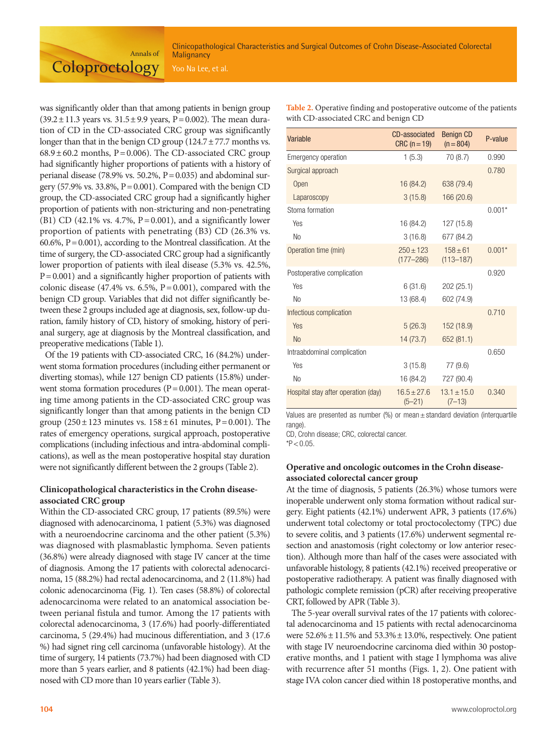was significantly older than that among patients in benign group (39.2 ± 11.3 years vs. 31.5 ± 9.9 years, P = 0.002). The mean duration of CD in the CD-associated CRC group was significantly longer than that in the benign CD group (124.7 ± 77.7 months vs. 68.9 ± 60.2 months, P = 0.006). The CD-associated CRC group had significantly higher proportions of patients with a history of perianal disease (78.9% vs. 50.2%, P = 0.035) and abdominal surgery (57.9% vs. 33.8%, P = 0.001). Compared with the benign CD group, the CD-associated CRC group had a significantly higher proportion of patients with non-stricturing and non-penetrating (B1) CD (42.1% vs. 4.7%, P = 0.001), and a significantly lower proportion of patients with penetrating (B3) CD (26.3% vs. 60.6%, P = 0.001), according to the Montreal classification. At the time of surgery, the CD-associated CRC group had a significantly lower proportion of patients with ileal disease (5.3% vs. 42.5%, P = 0.001) and a significantly higher proportion of patients with colonic disease (47.4% vs. 6.5%, P = 0.001), compared with the benign CD group. Variables that did not differ significantly between these 2 groups included age at diagnosis, sex, follow-up duration, family history of CD, history of smoking, history of perianal surgery, age at diagnosis by the Montreal classification, and preoperative medications (Table 1).

Of the 19 patients with CD-associated CRC, 16 (84.2%) underwent stoma formation procedures (including either permanent or diverting stomas), while 127 benign CD patients (15.8%) underwent stoma formation procedures (P = 0.001). The mean operating time among patients in the CD-associated CRC group was significantly longer than that among patients in the benign CD group (250 ± 123 minutes vs. 158 ± 61 minutes, P = 0.001). The rates of emergency operations, surgical approach, postoperative complications (including infectious and intra-abdominal complications), as well as the mean postoperative hospital stay duration were not significantly different between the 2 groups (Table 2).

**Table 2.** Operative finding and postoperative outcome of the patients with CD-associated CRC and benign CD

| Variable | CD-associated CRC (n = 19) | Benign CD (n = 804) | P-value |
|---|---|---|---|
| Emergency operation | 1 (5.3) | 70 (8.7) | 0.990 |
| Surgical approach | | | 0.780 |
| Open | 16 (84.2) | 638 (79.4) | |
| Laparoscopy | 3 (15.8) | 166 (20.6) | |
| Stoma formation | | | 0.001* |
| Yes | 16 (84.2) | 127 (15.8) | |
| No | 3 (16.8) | 677 (84.2) | |
| Operation time (min) | 250 ± 123 (177–286) | 158 ± 61 (113–187) | 0.001* |
| Postoperative complication | | | 0.920 |
| Yes | 6 (31.6) | 202 (25.1) | |
| No | 13 (68.4) | 602 (74.9) | |
| Infectious complication | | | 0.710 |
| Yes | 5 (26.3) | 152 (18.9) | |
| No | 14 (73.7) | 652 (81.1) | |
| Intraabdominal complication | | | 0.650 |
| Yes | 3 (15.8) | 77 (9.6) | |
| No | 16 (84.2) | 727 (90.4) | |
| Hospital stay after operation (day) | 16.5 ± 27.6 (5–21) | 13.1 ± 15.0 (7–13) | 0.340 |

Values are presented as number (%) or mean ± standard deviation (interquartile range).
CD, Crohn disease; CRC, colorectal cancer.
*P < 0.05.

### Clinicopathological characteristics in the Crohn disease-associated CRC group

Within the CD-associated CRC group, 17 patients (89.5%) were diagnosed with adenocarcinoma, 1 patient (5.3%) was diagnosed with a neuroendocrine carcinoma and the other patient (5.3%) was diagnosed with plasmablastic lymphoma. Seven patients (36.8%) were already diagnosed with stage IV cancer at the time of diagnosis. Among the 17 patients with colorectal adenocarcinoma, 15 (88.2%) had rectal adenocarcinoma, and 2 (11.8%) had colonic adenocarcinoma (Fig. 1). Ten cases (58.8%) of colorectal adenocarcinoma were related to an anatomical association between perianal fistula and tumor. Among the 17 patients with colorectal adenocarcinoma, 3 (17.6%) had poorly-differentiated carcinoma, 5 (29.4%) had mucinous differentiation, and 3 (17.6 %) had signet ring cell carcinoma (unfavorable histology). At the time of surgery, 14 patients (73.7%) had been diagnosed with CD more than 5 years earlier, and 8 patients (42.1%) had been diagnosed with CD more than 10 years earlier (Table 3).

### Operative and oncologic outcomes in the Crohn disease-associated colorectal cancer group

At the time of diagnosis, 5 patients (26.3%) whose tumors were inoperable underwent only stoma formation without radical surgery. Eight patients (42.1%) underwent APR, 3 patients (17.6%) underwent total colectomy or total proctocolectomy (TPC) due to severe colitis, and 3 patients (17.6%) underwent segmental resection and anastomosis (right colectomy or low anterior resection). Although more than half of the cases were associated with unfavorable histology, 8 patients (42.1%) received preoperative or postoperative radiotherapy. A patient was finally diagnosed with pathologic complete remission (pCR) after receiving preoperative CRT, followed by APR (Table 3).

The 5-year overall survival rates of the 17 patients with colorectal adenocarcinoma and 15 patients with rectal adenocarcinoma were 52.6% ± 11.5% and 53.3% ± 13.0%, respectively. One patient with stage IV neuroendocrine carcinoma died within 30 postoperative months, and 1 patient with stage I lymphoma was alive with recurrence after 51 months (Figs. 1, 2). One patient with stage IVA colon cancer died within 18 postoperative months, and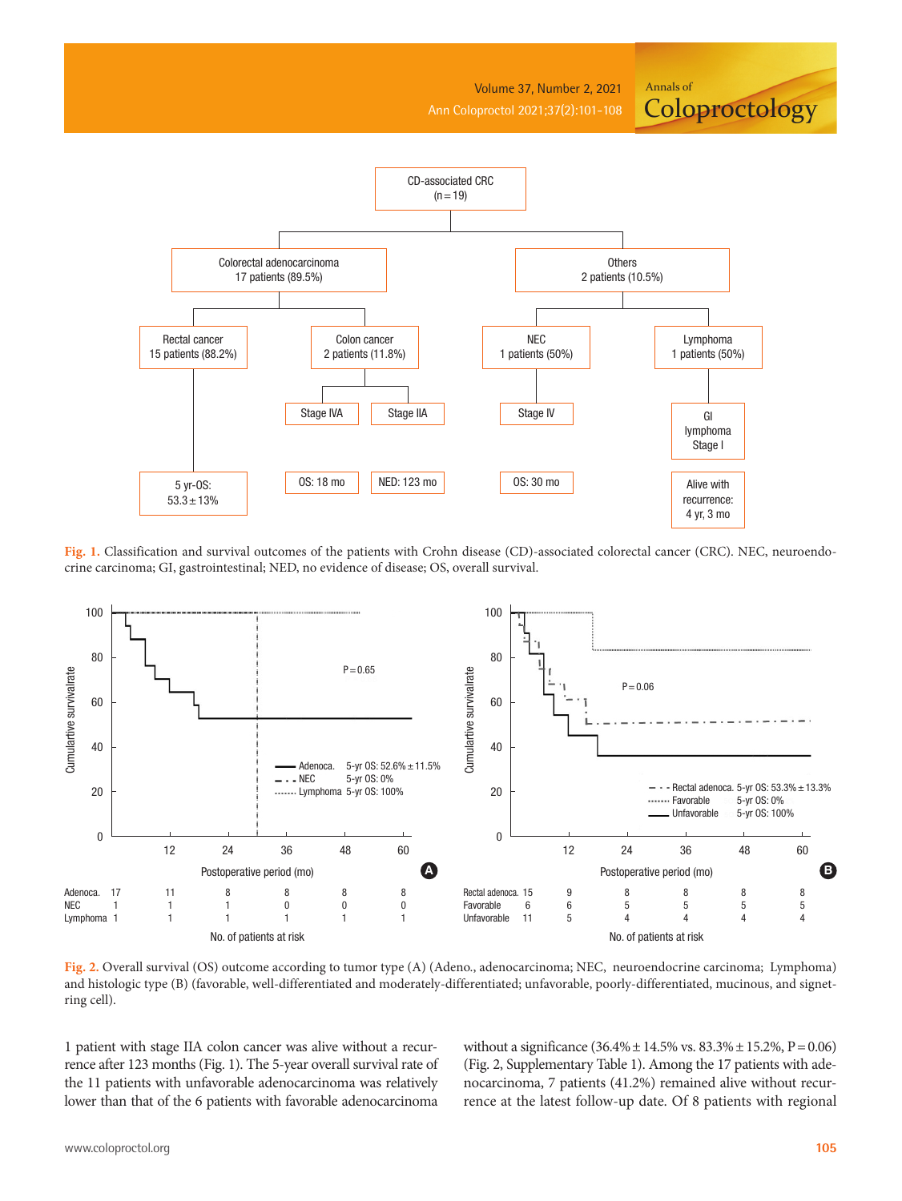Fig. 1. Classification and survival outcomes of the patients with Crohn disease (CD)-associated colorectal cancer (CRC). NEC, neuroendocrine carcinoma; GI, gastrointestinal; NED, no evidence of disease; OS, overall survival.

Fig. 2. Overall survival (OS) outcome according to tumor type (A) (Adeno., adenocarcinoma; NEC, neuroendocrine carcinoma; Lymphoma) and histologic type (B) (favorable, well-differentiated and moderately-differentiated; unfavorable, poorly-differentiated, mucinous, and signet-ring cell).

1 patient with stage IIA colon cancer was alive without a recurrence after 123 months (Fig. 1). The 5-year overall survival rate of the 11 patients with unfavorable adenocarcinoma was relatively lower than that of the 6 patients with favorable adenocarcinoma without a significance (36.4% ± 14.5% vs. 83.3% ± 15.2%, P = 0.06) (Fig. 2, Supplementary Table 1). Among the 17 patients with adenocarcinoma, 7 patients (41.2%) remained alive without recurrence at the latest follow-up date. Of 8 patients with regional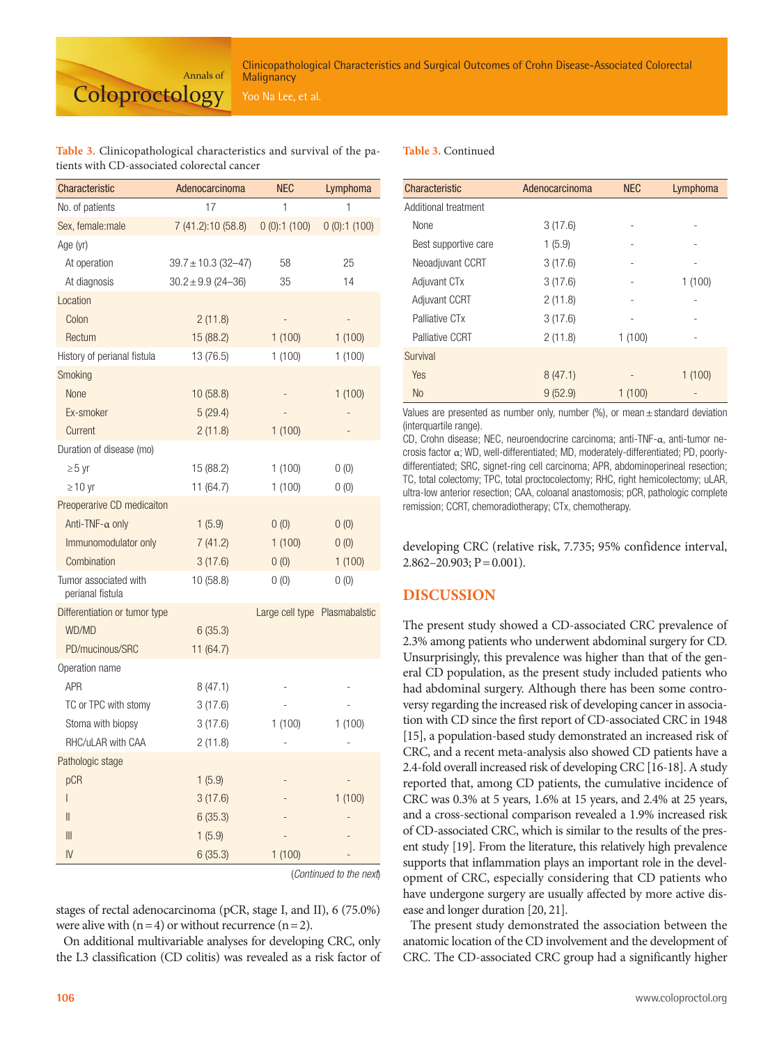**Table 3.** Clinicopathological characteristics and survival of the patients with CD-associated colorectal cancer

| Characteristic | Adenocarcinoma | NEC | Lymphoma |
|---|---|---|---|
| No. of patients | 17 | 1 | 1 |
| Sex, female:male | 7 (41.2):10 (58.8) | 0 (0):1 (100) | 0 (0):1 (100) |
| Age (yr) | | | |
| At operation | 39.7 ± 10.3 (32–47) | 58 | 25 |
| At diagnosis | 30.2 ± 9.9 (24–36) | 35 | 14 |
| Location | | | |
| Colon | 2 (11.8) | - | - |
| Rectum | 15 (88.2) | 1 (100) | 1 (100) |
| History of perianal fistula | 13 (76.5) | 1 (100) | 1 (100) |
| Smoking | | | |
| None | 10 (58.8) | - | 1 (100) |
| Ex-smoker | 5 (29.4) | - | - |
| Current | 2 (11.8) | 1 (100) | - |
| Duration of disease (mo) | | | |
| ≥5 yr | 15 (88.2) | 1 (100) | 0 (0) |
| ≥10 yr | 11 (64.7) | 1 (100) | 0 (0) |
| Preoperarive CD medicaiton | | | |
| Anti-TNF-α only | 1 (5.9) | 0 (0) | 0 (0) |
| Immunomodulator only | 7 (41.2) | 1 (100) | 0 (0) |
| Combination | 3 (17.6) | 0 (0) | 1 (100) |
| Tumor associated with perianal fistula | 10 (58.8) | 0 (0) | 0 (0) |
| Differentiation or tumor type | | Large cell type | Plasmabalstic |
| WD/MD | 6 (35.3) | | |
| PD/mucinous/SRC | 11 (64.7) | | |
| Operation name | | | |
| APR | 8 (47.1) | - | - |
| TC or TPC with stomy | 3 (17.6) | - | - |
| Stoma with biopsy | 3 (17.6) | 1 (100) | 1 (100) |
| RHC/uLAR with CAA | 2 (11.8) | - | - |
| Pathologic stage | | | |
| pCR | 1 (5.9) | - | - |
| I | 3 (17.6) | - | 1 (100) |
| II | 6 (35.3) | - | - |
| III | 1 (5.9) | - | - |
| IV | 6 (35.3) | 1 (100) | - |
| Additional treatment | | | |
| None | 3 (17.6) | - | - |
| Best supportive care | 1 (5.9) | - | - |
| Neoadjuvant CCRT | 3 (17.6) | - | - |
| Adjuvant CTx | 3 (17.6) | - | 1 (100) |
| Adjuvant CCRT | 2 (11.8) | - | - |
| Palliative CTx | 3 (17.6) | - | - |
| Palliative CCRT | 2 (11.8) | 1 (100) | - |
| Survival | | | |
| Yes | 8 (47.1) | - | 1 (100) |
| No | 9 (52.9) | 1 (100) | - |

Values are presented as number only, number (%), or mean ± standard deviation (interquartile range).

CD, Crohn disease; NEC, neuroendocrine carcinoma; anti-TNF-α, anti-tumor necrosis factor α; WD, well-differentiated; MD, moderately-differentiated; PD, poorly-differentiated; SRC, signet-ring cell carcinoma; APR, abdominoperineal resection; TC, total colectomy; TPC, total proctocolectomy; RHC, right hemicolectomy; uLAR, ultra-low anterior resection; CAA, coloanal anastomosis; pCR, pathologic complete remission; CCRT, chemoradiotherapy; CTx, chemotherapy.

stages of rectal adenocarcinoma (pCR, stage I, and II), 6 (75.0%) were alive with (n = 4) or without recurrence (n = 2).

On additional multivariable analyses for developing CRC, only the L3 classification (CD colitis) was revealed as a risk factor of developing CRC (relative risk, 7.735; 95% confidence interval, 2.862–20.903; P = 0.001).

## DISCUSSION

The present study showed a CD-associated CRC prevalence of 2.3% among patients who underwent abdominal surgery for CD. Unsurprisingly, this prevalence was higher than that of the general CD population, as the present study included patients who had abdominal surgery. Although there has been some controversy regarding the increased risk of developing cancer in association with CD since the first report of CD-associated CRC in 1948 [15], a population-based study demonstrated an increased risk of CRC, and a recent meta-analysis also showed CD patients have a 2.4-fold overall increased risk of developing CRC [16-18]. A study reported that, among CD patients, the cumulative incidence of CRC was 0.3% at 5 years, 1.6% at 15 years, and 2.4% at 25 years, and a cross-sectional comparison revealed a 1.9% increased risk of CD-associated CRC, which is similar to the results of the present study [19]. From the literature, this relatively high prevalence supports that inflammation plays an important role in the development of CRC, especially considering that CD patients who have undergone surgery are usually affected by more active disease and longer duration [20, 21].

The present study demonstrated the association between the anatomic location of the CD involvement and the development of CRC. The CD-associated CRC group had a significantly higher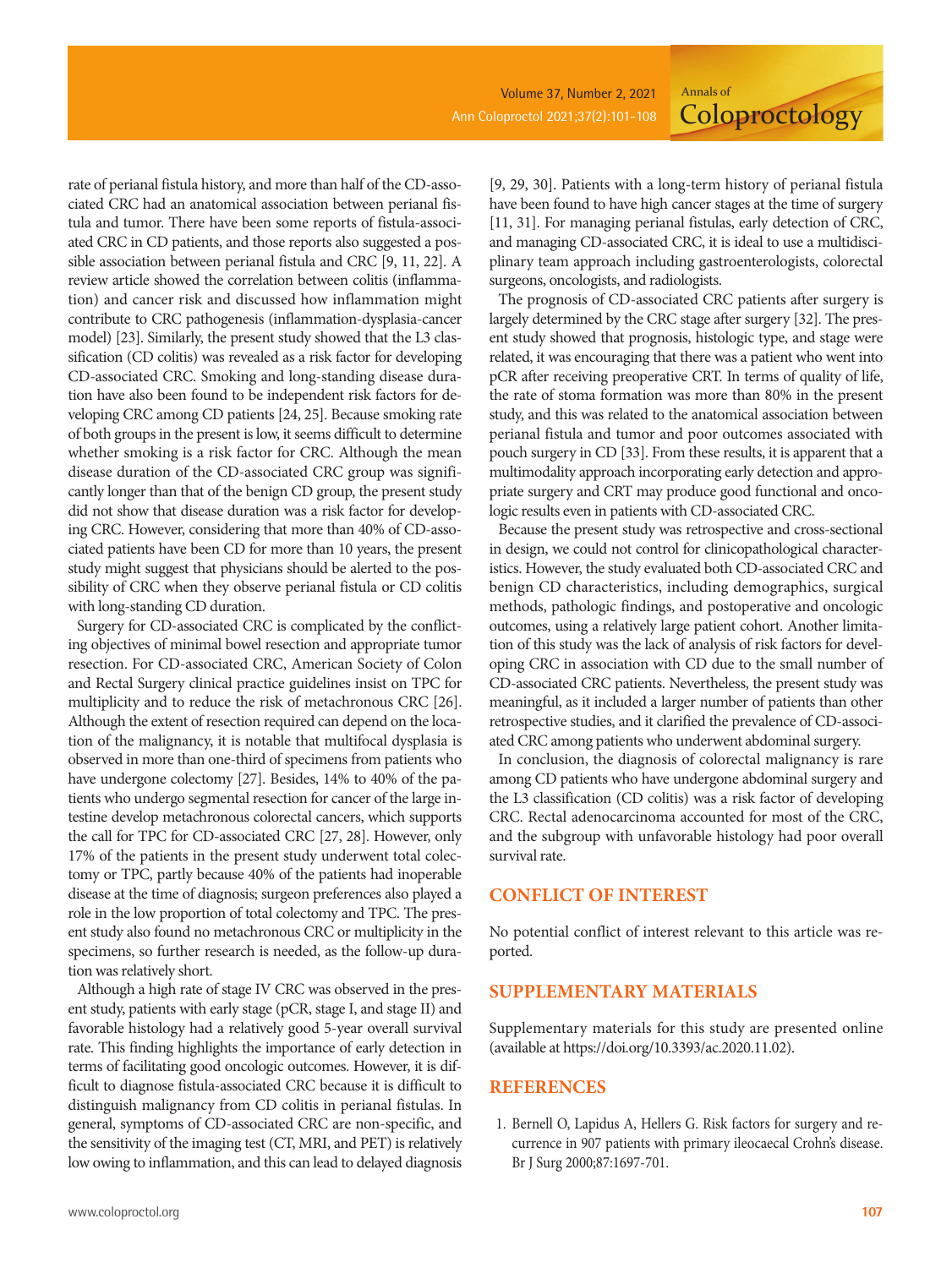rate of perianal fistula history, and more than half of the CD-associated CRC had an anatomical association between perianal fistula and tumor. There have been some reports of fistula-associated CRC in CD patients, and those reports also suggested a possible association between perianal fistula and CRC [9, 11, 22]. A review article showed the correlation between colitis (inflammation) and cancer risk and discussed how inflammation might contribute to CRC pathogenesis (inflammation-dysplasia-cancer model) [23]. Similarly, the present study showed that the L3 classification (CD colitis) was revealed as a risk factor for developing CD-associated CRC. Smoking and long-standing disease duration have also been found to be independent risk factors for developing CRC among CD patients [24, 25]. Because smoking rate of both groups in the present is low, it seems difficult to determine whether smoking is a risk factor for CRC. Although the mean disease duration of the CD-associated CRC group was significantly longer than that of the benign CD group, the present study did not show that disease duration was a risk factor for developing CRC. However, considering that more than 40% of CD-associated patients have been CD for more than 10 years, the present study might suggest that physicians should be alerted to the possibility of CRC when they observe perianal fistula or CD colitis with long-standing CD duration.

Surgery for CD-associated CRC is complicated by the conflicting objectives of minimal bowel resection and appropriate tumor resection. For CD-associated CRC, American Society of Colon and Rectal Surgery clinical practice guidelines insist on TPC for multiplicity and to reduce the risk of metachronous CRC [26]. Although the extent of resection required can depend on the location of the malignancy, it is notable that multifocal dysplasia is observed in more than one-third of specimens from patients who have undergone colectomy [27]. Besides, 14% to 40% of the patients who undergo segmental resection for cancer of the large intestine develop metachronous colorectal cancers, which supports the call for TPC for CD-associated CRC [27, 28]. However, only 17% of the patients in the present study underwent total colectomy or TPC, partly because 40% of the patients had inoperable disease at the time of diagnosis; surgeon preferences also played a role in the low proportion of total colectomy and TPC. The present study also found no metachronous CRC or multiplicity in the specimens, so further research is needed, as the follow-up duration was relatively short.

Although a high rate of stage IV CRC was observed in the present study, patients with early stage (pCR, stage I, and stage II) and favorable histology had a relatively good 5-year overall survival rate. This finding highlights the importance of early detection in terms of facilitating good oncologic outcomes. However, it is difficult to diagnose fistula-associated CRC because it is difficult to distinguish malignancy from CD colitis in perianal fistulas. In general, symptoms of CD-associated CRC are non-specific, and the sensitivity of the imaging test (CT, MRI, and PET) is relatively low owing to inflammation, and this can lead to delayed diagnosis [9, 29, 30]. Patients with a long-term history of perianal fistula have been found to have high cancer stages at the time of surgery [11, 31]. For managing perianal fistulas, early detection of CRC, and managing CD-associated CRC, it is ideal to use a multidisciplinary team approach including gastroenterologists, colorectal surgeons, oncologists, and radiologists.

The prognosis of CD-associated CRC patients after surgery is largely determined by the CRC stage after surgery [32]. The present study showed that prognosis, histologic type, and stage were related, it was encouraging that there was a patient who went into pCR after receiving preoperative CRT. In terms of quality of life, the rate of stoma formation was more than 80% in the present study, and this was related to the anatomical association between perianal fistula and tumor and poor outcomes associated with pouch surgery in CD [33]. From these results, it is apparent that a multimodality approach incorporating early detection and appropriate surgery and CRT may produce good functional and oncologic results even in patients with CD-associated CRC.

Because the present study was retrospective and cross-sectional in design, we could not control for clinicopathological characteristics. However, the study evaluated both CD-associated CRC and benign CD characteristics, including demographics, surgical methods, pathologic findings, and postoperative and oncologic outcomes, using a relatively large patient cohort. Another limitation of this study was the lack of analysis of risk factors for developing CRC in association with CD due to the small number of CD-associated CRC patients. Nevertheless, the present study was meaningful, as it included a larger number of patients than other retrospective studies, and it clarified the prevalence of CD-associated CRC among patients who underwent abdominal surgery.

In conclusion, the diagnosis of colorectal malignancy is rare among CD patients who have undergone abdominal surgery and the L3 classification (CD colitis) was a risk factor of developing CRC. Rectal adenocarcinoma accounted for most of the CRC, and the subgroup with unfavorable histology had poor overall survival rate.

## CONFLICT OF INTEREST

No potential conflict of interest relevant to this article was reported.

## SUPPLEMENTARY MATERIALS

Supplementary materials for this study are presented online (available at https://doi.org/10.3393/ac.2020.11.02).

## REFERENCES

1. Bernell O, Lapidus A, Hellers G. Risk factors for surgery and recurrence in 907 patients with primary ileocaecal Crohn's disease. Br J Surg 2000;87:1697-701.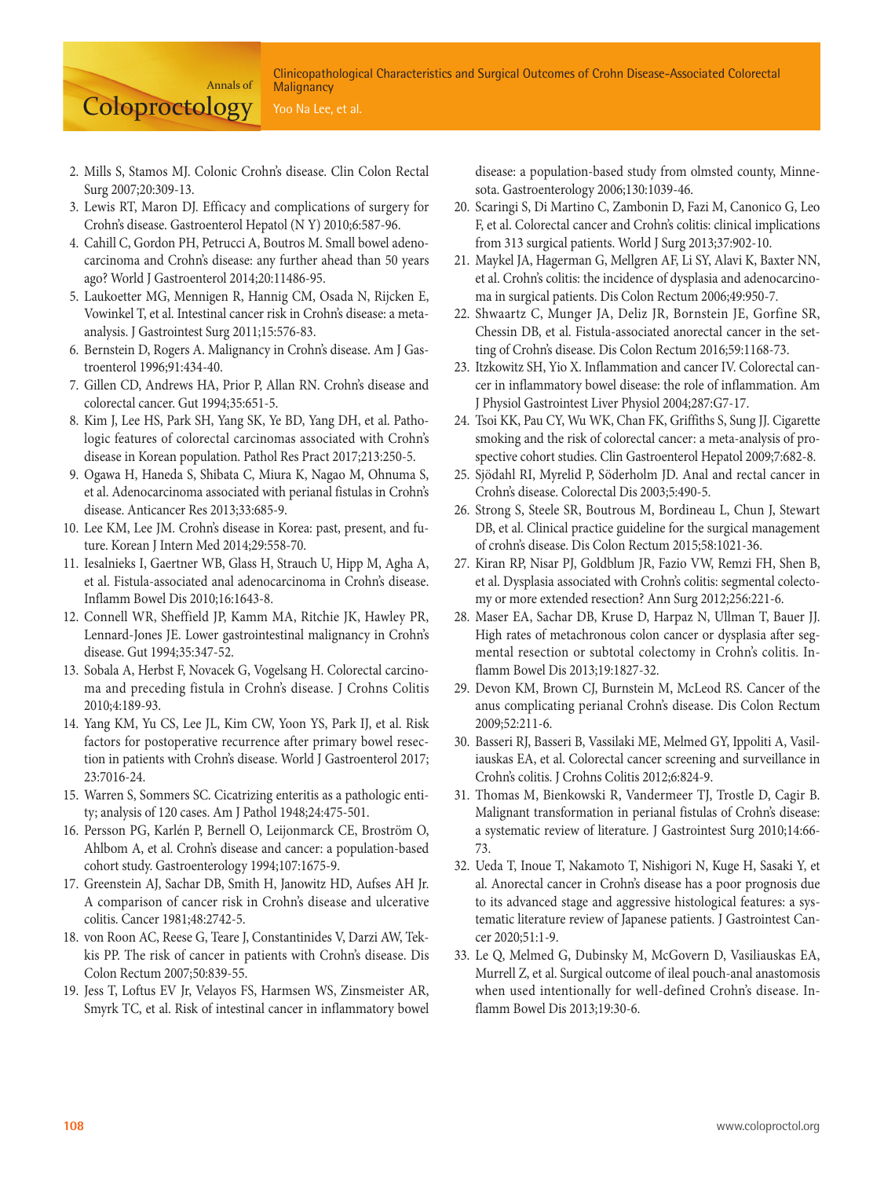2. Mills S, Stamos MJ. Colonic Crohn's disease. Clin Colon Rectal Surg 2007;20:309-13.
3. Lewis RT, Maron DJ. Efficacy and complications of surgery for Crohn's disease. Gastroenterol Hepatol (N Y) 2010;6:587-96.
4. Cahill C, Gordon PH, Petrucci A, Boutros M. Small bowel adenocarcinoma and Crohn's disease: any further ahead than 50 years ago? World J Gastroenterol 2014;20:11486-95.
5. Laukoetter MG, Mennigen R, Hannig CM, Osada N, Rijcken E, Vowinkel T, et al. Intestinal cancer risk in Crohn's disease: a meta-analysis. J Gastrointest Surg 2011;15:576-83.
6. Bernstein D, Rogers A. Malignancy in Crohn's disease. Am J Gastroenterol 1996;91:434-40.
7. Gillen CD, Andrews HA, Prior P, Allan RN. Crohn's disease and colorectal cancer. Gut 1994;35:651-5.
8. Kim J, Lee HS, Park SH, Yang SK, Ye BD, Yang DH, et al. Pathologic features of colorectal carcinomas associated with Crohn's disease in Korean population. Pathol Res Pract 2017;213:250-5.
9. Ogawa H, Haneda S, Shibata C, Miura K, Nagao M, Ohnuma S, et al. Adenocarcinoma associated with perianal fistulas in Crohn's disease. Anticancer Res 2013;33:685-9.
10. Lee KM, Lee JM. Crohn's disease in Korea: past, present, and future. Korean J Intern Med 2014;29:558-70.
11. Iesalnieks I, Gaertner WB, Glass H, Strauch U, Hipp M, Agha A, et al. Fistula-associated anal adenocarcinoma in Crohn's disease. Inflamm Bowel Dis 2010;16:1643-8.
12. Connell WR, Sheffield JP, Kamm MA, Ritchie JK, Hawley PR, Lennard-Jones JE. Lower gastrointestinal malignancy in Crohn's disease. Gut 1994;35:347-52.
13. Sobala A, Herbst F, Novacek G, Vogelsang H. Colorectal carcinoma and preceding fistula in Crohn's disease. J Crohns Colitis 2010;4:189-93.
14. Yang KM, Yu CS, Lee JL, Kim CW, Yoon YS, Park IJ, et al. Risk factors for postoperative recurrence after primary bowel resection in patients with Crohn's disease. World J Gastroenterol 2017;23:7016-24.
15. Warren S, Sommers SC. Cicatrizing enteritis as a pathologic entity; analysis of 120 cases. Am J Pathol 1948;24:475-501.
16. Persson PG, Karlén P, Bernell O, Leijonmarck CE, Broström O, Ahlbom A, et al. Crohn's disease and cancer: a population-based cohort study. Gastroenterology 1994;107:1675-9.
17. Greenstein AJ, Sachar DB, Smith H, Janowitz HD, Aufses AH Jr. A comparison of cancer risk in Crohn's disease and ulcerative colitis. Cancer 1981;48:2742-5.
18. von Roon AC, Reese G, Teare J, Constantinides V, Darzi AW, Tekkis PP. The risk of cancer in patients with Crohn's disease. Dis Colon Rectum 2007;50:839-55.
19. Jess T, Loftus EV Jr, Velayos FS, Harmsen WS, Zinsmeister AR, Smyrk TC, et al. Risk of intestinal cancer in inflammatory bowel disease: a population-based study from olmsted county, Minnesota. Gastroenterology 2006;130:1039-46.
20. Scaringi S, Di Martino C, Zambonin D, Fazi M, Canonico G, Leo F, et al. Colorectal cancer and Crohn's colitis: clinical implications from 313 surgical patients. World J Surg 2013;37:902-10.
21. Maykel JA, Hagerman G, Mellgren AF, Li SY, Alavi K, Baxter NN, et al. Crohn's colitis: the incidence of dysplasia and adenocarcinoma in surgical patients. Dis Colon Rectum 2006;49:950-7.
22. Shwaartz C, Munger JA, Deliz JR, Bornstein JE, Gorfine SR, Chessin DB, et al. Fistula-associated anorectal cancer in the setting of Crohn's disease. Dis Colon Rectum 2016;59:1168-73.
23. Itzkowitz SH, Yio X. Inflammation and cancer IV. Colorectal cancer in inflammatory bowel disease: the role of inflammation. Am J Physiol Gastrointest Liver Physiol 2004;287:G7-17.
24. Tsoi KK, Pau CY, Wu WK, Chan FK, Griffiths S, Sung JJ. Cigarette smoking and the risk of colorectal cancer: a meta-analysis of prospective cohort studies. Clin Gastroenterol Hepatol 2009;7:682-8.
25. Sjödahl RI, Myrelid P, Söderholm JD. Anal and rectal cancer in Crohn's disease. Colorectal Dis 2003;5:490-5.
26. Strong S, Steele SR, Boutrous M, Bordineau L, Chun J, Stewart DB, et al. Clinical practice guideline for the surgical management of crohn's disease. Dis Colon Rectum 2015;58:1021-36.
27. Kiran RP, Nisar PJ, Goldblum JR, Fazio VW, Remzi FH, Shen B, et al. Dysplasia associated with Crohn's colitis: segmental colectomy or more extended resection? Ann Surg 2012;256:221-6.
28. Maser EA, Sachar DB, Kruse D, Harpaz N, Ullman T, Bauer JJ. High rates of metachronous colon cancer or dysplasia after segmental resection or subtotal colectomy in Crohn's colitis. Inflamm Bowel Dis 2013;19:1827-32.
29. Devon KM, Brown CJ, Burnstein M, McLeod RS. Cancer of the anus complicating perianal Crohn's disease. Dis Colon Rectum 2009;52:211-6.
30. Basseri RJ, Basseri B, Vassilaki ME, Melmed GY, Ippoliti A, Vasiliauskas EA, et al. Colorectal cancer screening and surveillance in Crohn's colitis. J Crohns Colitis 2012;6:824-9.
31. Thomas M, Bienkowski R, Vandermeer TJ, Trostle D, Cagir B. Malignant transformation in perianal fistulas of Crohn's disease: a systematic review of literature. J Gastrointest Surg 2010;14:66-73.
32. Ueda T, Inoue T, Nakamoto T, Nishigori N, Kuge H, Sasaki Y, et al. Anorectal cancer in Crohn's disease has a poor prognosis due to its advanced stage and aggressive histological features: a systematic literature review of Japanese patients. J Gastrointest Cancer 2020;51:1-9.
33. Le Q, Melmed G, Dubinsky M, McGovern D, Vasiliauskas EA, Murrell Z, et al. Surgical outcome of ileal pouch-anal anastomosis when used intentionally for well-defined Crohn's disease. Inflamm Bowel Dis 2013;19:30-6.